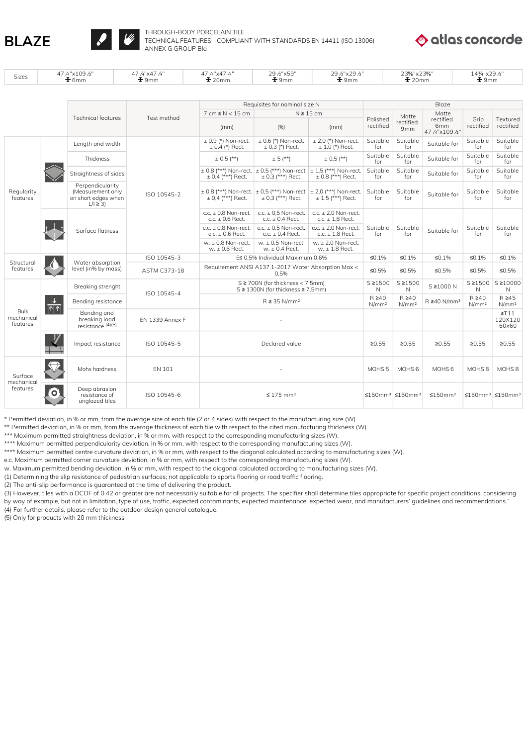# BLAZE

THROUGH-BODY PORCELAIN TILE
TECHNICAL FEATURES - COMPLIANT WITH STANDARDS EN 14411 (ISO 13006)
ANNEX G GROUP BIa

atlas concorde

| Sizes | 47 ¼"x109 ½" 6mm | 47 ¼"x47 ¼" 9mm | 47 ¼"x47 ¼" 20mm | 29 ½"x59" 9mm | 29 ½"x29 ½" 9mm | 23⅝"x23⅝" 20mm | 14¾"x29 ½" 9mm |
|---|---|---|---|---|---|---|---|

| | Technical features | Test method | Requisites for nominal size N | | | Blaze | | | | |
|---|---|---|---|---|---|---|---|---|---|---|
| | | | 7 cm ≤ N < 15 cm | N ≥ 15 cm | | Polished rectified | Matte rectified 9mm | Matte rectified 6mm 47 ¼"x109 ½" | Grip rectified | Textured rectified |
| | | | (mm) | (%) | (mm) | | | | | |
| Regularity features | Length and width | ISO 10545-2 | ± 0,9 (*) Non-rect. ± 0,4 (*) Rect. | ± 0,6 (*) Non-rect. ± 0,3 (*) Rect. | ± 2,0 (*) Non-rect. ± 1,0 (*) Rect. | Suitable for | Suitable for | Suitable for | Suitable for | Suitable for |
| | Thickness | | ± 0,5 (**) | ± 5 (**) | ± 0,5 (**) | Suitable for | Suitable for | Suitable for | Suitable for | Suitable for |
| | Straightness of sides | | ± 0,8 (***) Non-rect. ± 0,4 (***) Rect. | ± 0,5 (***) Non-rect. ± 0,3 (***) Rect. | ± 1,5 (***) Non-rect. ± 0,8 (***) Rect. | Suitable for | Suitable for | Suitable for | Suitable for | Suitable for |
| | Perpendicularity (Measurement only on short edges when L/l ≥ 3) | | ± 0,8 (***) Non-rect. ± 0,4 (***) Rect. | ± 0,5 (***) Non-rect. ± 0,3 (***) Rect. | ± 2,0 (***) Non-rect. ± 1,5 (***) Rect. | Suitable for | Suitable for | Suitable for | Suitable for | Suitable for |
| | Surface flatness | | c.c. ± 0,8 Non-rect. c.c. ± 0,6 Rect. e.c. ± 0,8 Non-rect. e.c. ± 0,6 Rect. w. ± 0,8 Non-rect. w. ± 0,6 Rect. | c.c. ± 0,5 Non-rect. c.c. ± 0,4 Rect. e.c. ± 0,5 Non-rect. e.c. ± 0,4 Rect. w. ± 0,5 Non-rect. w. ± 0,4 Rect. | c.c. ± 2,0 Non-rect. c.c. ± 1,8 Rect. e.c. ± 2,0 Non-rect. e.c. ± 1,8 Rect. w. ± 2,0 Non-rect. w. ± 1,8 Rect. | Suitable for | Suitable for | Suitable for | Suitable for | Suitable for |
| Structural features | Water absorption level (in% by mass) | ISO 10545-3 | E≤ 0,5% Individual Maximum 0,6% | | | ≤0.1% | ≤0.1% | ≤0.1% | ≤0.1% | ≤0.1% |
| | | ASTM C373-18 | Requirement ANSI A137.1-2017 Water Absorption Max < 0,5% | | | ≤0.5% | ≤0.5% | ≤0.5% | ≤0.5% | ≤0.5% |
| Bulk mechanical features | Breaking strenght | ISO 10545-4 | S ≥ 700N (for thickness < 7,5mm) S ≥ 1300N (for thickness ≥ 7,5mm) | | | S ≥1500 N | S ≥1500 N | S ≥1000 N | S ≥1500 N | S ≥10000 N |
| | Bending resistance | | R ≥ 35 N/mm² | | | R ≥40 N/mm² | R ≥40 N/mm² | R ≥40 N/mm² | R ≥40 N/mm² | R ≥45 N/mm² |
| | Bending and breaking load resistance (4)(5) | EN 1339 Annex F | - | | | | | | | ≥T11 120X120 60x60 |
| | Impact resistance | ISO 10545-5 | Declared value | | | ≥0.55 | ≥0.55 | ≥0.55 | ≥0.55 | ≥0.55 |
| Surface mechanical features | Mohs hardness | EN 101 | - | | | MOHS 5 | MOHS 6 | MOHS 6 | MOHS 8 | MOHS 8 |
| | Deep abrasion resistance of unglazed tiles | ISO 10545-6 | ≤ 175 mm³ | | | ≤150mm³ | ≤150mm³ | ≤150mm³ | ≤150mm³ | ≤150mm³ |

\* Permitted deviation, in % or mm, from the average size of each tile (2 or 4 sides) with respect to the manufacturing size (W).
** Permitted deviation, in % or mm, from the average thickness of each tile with respect to the cited manufacturing thickness (W).
*** Maximum permitted straightness deviation, in % or mm, with respect to the corresponding manufacturing sizes (W).
**** Maximum permitted perpendicularity deviation, in % or mm, with respect to the corresponding manufacturing sizes (W).
**** Maximum permitted centre curvature deviation, in % or mm, with respect to the diagonal calculated according to manufacturing sizes (W).
e.c. Maximum permitted corner curvature deviation, in % or mm, with respect to the corresponding manufacturing sizes (W).
w. Maximum permitted bending deviation, in % or mm, with respect to the diagonal calculated according to manufacturing sizes (W).
(1) Determining the slip resistance of pedestrian surfaces; not applicable to sports flooring or road traffic flooring.
(2) The anti-slip performance is guaranteed at the time of delivering the product.
(3) However, tiles with a DCOF of 0.42 or greater are not necessarily suitable for all projects. The specifier shall determine tiles appropriate for specific project conditions, considering by way of example, but not in limitation, type of use, traffic, expected contaminants, expected maintenance, expected wear, and manufacturers' guidelines and recommendations."
(4) For further details, please refer to the outdoor design general catalogue.
(5) Only for products with 20 mm thickness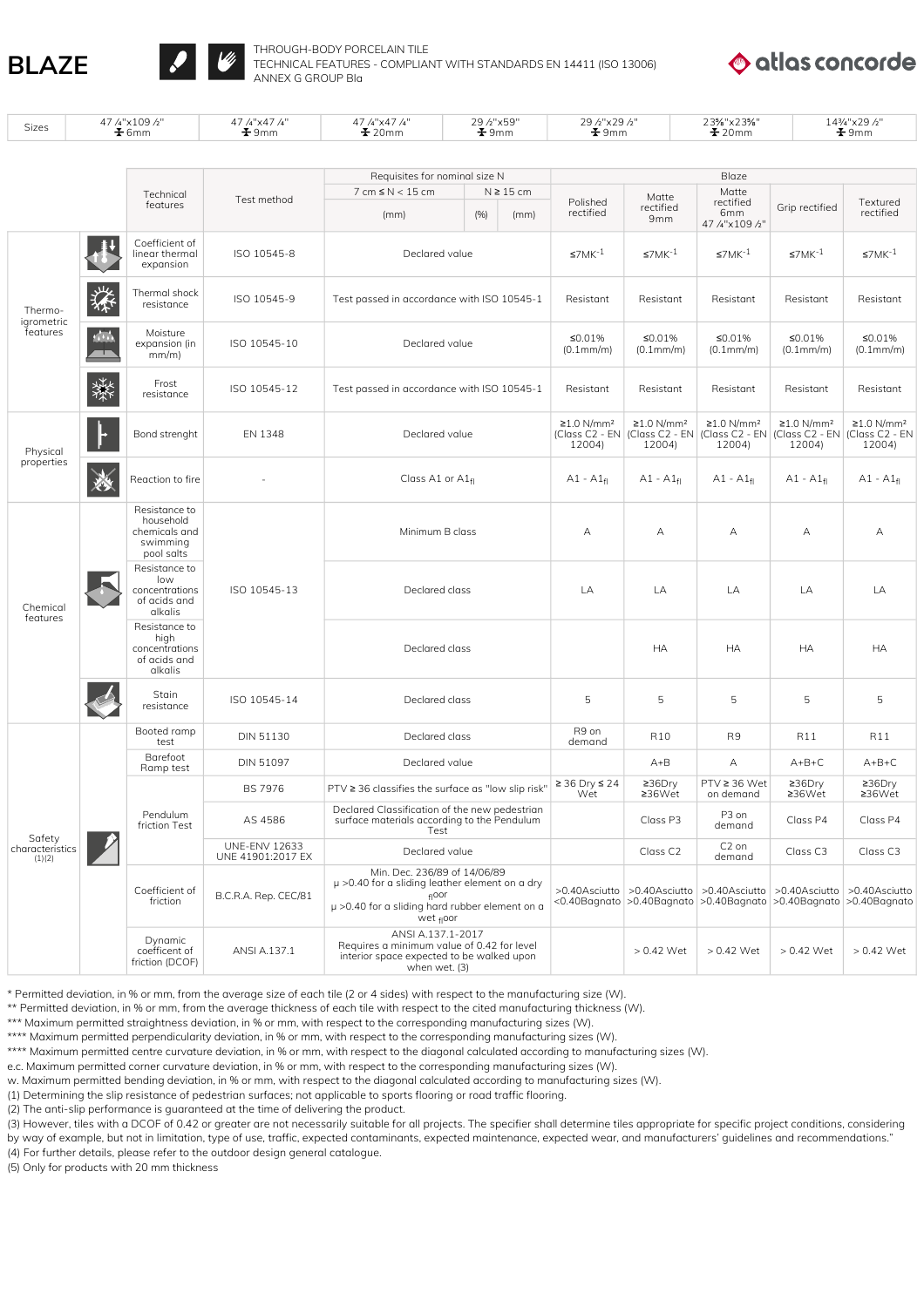# BLAZE

THROUGH-BODY PORCELAIN TILE
TECHNICAL FEATURES - COMPLIANT WITH STANDARDS EN 14411 (ISO 13006)
ANNEX G GROUP BIa

atlas concorde

| Sizes | 47 ¼"x109 ½" 6mm | 47 ¼"x47 ¼" 9mm | 47 ¼"x47 ¼" 20mm | 29 ½"x59" 9mm | 29 ½"x29 ½" 9mm | 23⅝"x23⅝" 20mm | 14¾"x29 ½" 9mm |
|---|---|---|---|---|---|---|---|

| | Technical features | Test method | Requisites for nominal size N | | | Blaze | | | | |
|---|---|---|---|---|---|---|---|---|---|---|
| | | | 7 cm ≤ N < 15 cm | N ≥ 15 cm | | Polished rectified | Matte rectified 9mm | Matte rectified 6mm 47 ¼"x109 ½" | Grip rectified | Textured rectified |
| | | | (mm) | (%) | (mm) | | | | | |
| Thermo-igrometric features | Coefficient of linear thermal expansion | ISO 10545-8 | Declared value | | | ≤7MK$^{-1}$ | ≤7MK$^{-1}$ | ≤7MK$^{-1}$ | ≤7MK$^{-1}$ | ≤7MK$^{-1}$ |
| | Thermal shock resistance | ISO 10545-9 | Test passed in accordance with ISO 10545-1 | | | Resistant | Resistant | Resistant | Resistant | Resistant |
| | Moisture expansion (in mm/m) | ISO 10545-10 | Declared value | | | ≤0.01% (0.1mm/m) | ≤0.01% (0.1mm/m) | ≤0.01% (0.1mm/m) | ≤0.01% (0.1mm/m) | ≤0.01% (0.1mm/m) |
| | Frost resistance | ISO 10545-12 | Test passed in accordance with ISO 10545-1 | | | Resistant | Resistant | Resistant | Resistant | Resistant |
| Physical properties | Bond strenght | EN 1348 | Declared value | | | ≥1.0 N/mm² (Class C2 - EN 12004) | ≥1.0 N/mm² (Class C2 - EN 12004) | ≥1.0 N/mm² (Class C2 - EN 12004) | ≥1.0 N/mm² (Class C2 - EN 12004) | ≥1.0 N/mm² (Class C2 - EN 12004) |
| | Reaction to fire | - | Class A1 or A1$_{fl}$ | | | A1 - A1$_{fl}$ | A1 - A1$_{fl}$ | A1 - A1$_{fl}$ | A1 - A1$_{fl}$ | A1 - A1$_{fl}$ |
| Chemical features | Resistance to household chemicals and swimming pool salts | ISO 10545-13 | Minimum B class | | | A | A | A | A | A |
| | Resistance to low concentrations of acids and alkalis | ISO 10545-13 | Declared class | | | LA | LA | LA | LA | LA |
| | Resistance to high concentrations of acids and alkalis | ISO 10545-13 | Declared class | | | | HA | HA | HA | HA |
| | Stain resistance | ISO 10545-14 | Declared class | | | 5 | 5 | 5 | 5 | 5 |
| Safety characteristics (1)(2) | Booted ramp test | DIN 51130 | Declared class | | | R9 on demand | R10 | R9 | R11 | R11 |
| | Barefoot Ramp test | DIN 51097 | Declared value | | | | A+B | A | A+B+C | A+B+C |
| | Pendulum friction Test | BS 7976 | PTV ≥ 36 classifies the surface as "low slip risk" | | | ≥ 36 Dry ≤ 24 Wet | ≥36Dry ≥36Wet | PTV ≥ 36 Wet on demand | ≥36Dry ≥36Wet | ≥36Dry ≥36Wet |
| | Pendulum friction Test | AS 4586 | Declared Classification of the new pedestrian surface materials according to the Pendulum Test | | | | Class P3 | P3 on demand | Class P4 | Class P4 |
| | Pendulum friction Test | UNE-ENV 12633 UNE 41901:2017 EX | Declared value | | | | Class C2 | C2 on demand | Class C3 | Class C3 |
| | Coefficient of friction | B.C.R.A. Rep. CEC/81 | Min. Dec. 236/89 of 14/06/89 μ >0.40 for a sliding leather element on a dry floor μ >0.40 for a sliding hard rubber element on a wet floor | | | >0.40Asciutto <0.40Bagnato | >0.40Asciutto >0.40Bagnato | >0.40Asciutto >0.40Bagnato | >0.40Asciutto >0.40Bagnato | >0.40Asciutto >0.40Bagnato |
| | Dynamic coefficent of friction (DCOF) | ANSI A.137.1 | ANSI A.137.1-2017 Requires a minimum value of 0.42 for level interior space expected to be walked upon when wet. (3) | | | | > 0.42 Wet | > 0.42 Wet | > 0.42 Wet | > 0.42 Wet |

\* Permitted deviation, in % or mm, from the average size of each tile (2 or 4 sides) with respect to the manufacturing size (W).
\*\* Permitted deviation, in % or mm, from the average thickness of each tile with respect to the cited manufacturing thickness (W).
\*\*\* Maximum permitted straightness deviation, in % or mm, with respect to the corresponding manufacturing sizes (W).
\*\*\*\* Maximum permitted perpendicularity deviation, in % or mm, with respect to the corresponding manufacturing sizes (W).
\*\*\*\* Maximum permitted centre curvature deviation, in % or mm, with respect to the diagonal calculated according to manufacturing sizes (W).
e.c. Maximum permitted corner curvature deviation, in % or mm, with respect to the corresponding manufacturing sizes (W).
w. Maximum permitted bending deviation, in % or mm, with respect to the diagonal calculated according to manufacturing sizes (W).
(1) Determining the slip resistance of pedestrian surfaces; not applicable to sports flooring or road traffic flooring.
(2) The anti-slip performance is guaranteed at the time of delivering the product.
(3) However, tiles with a DCOF of 0.42 or greater are not necessarily suitable for all projects. The specifier shall determine tiles appropriate for specific project conditions, considering by way of example, but not in limitation, type of use, traffic, expected contaminants, expected maintenance, expected wear, and manufacturers' guidelines and recommendations."
(4) For further details, please refer to the outdoor design general catalogue.
(5) Only for products with 20 mm thickness